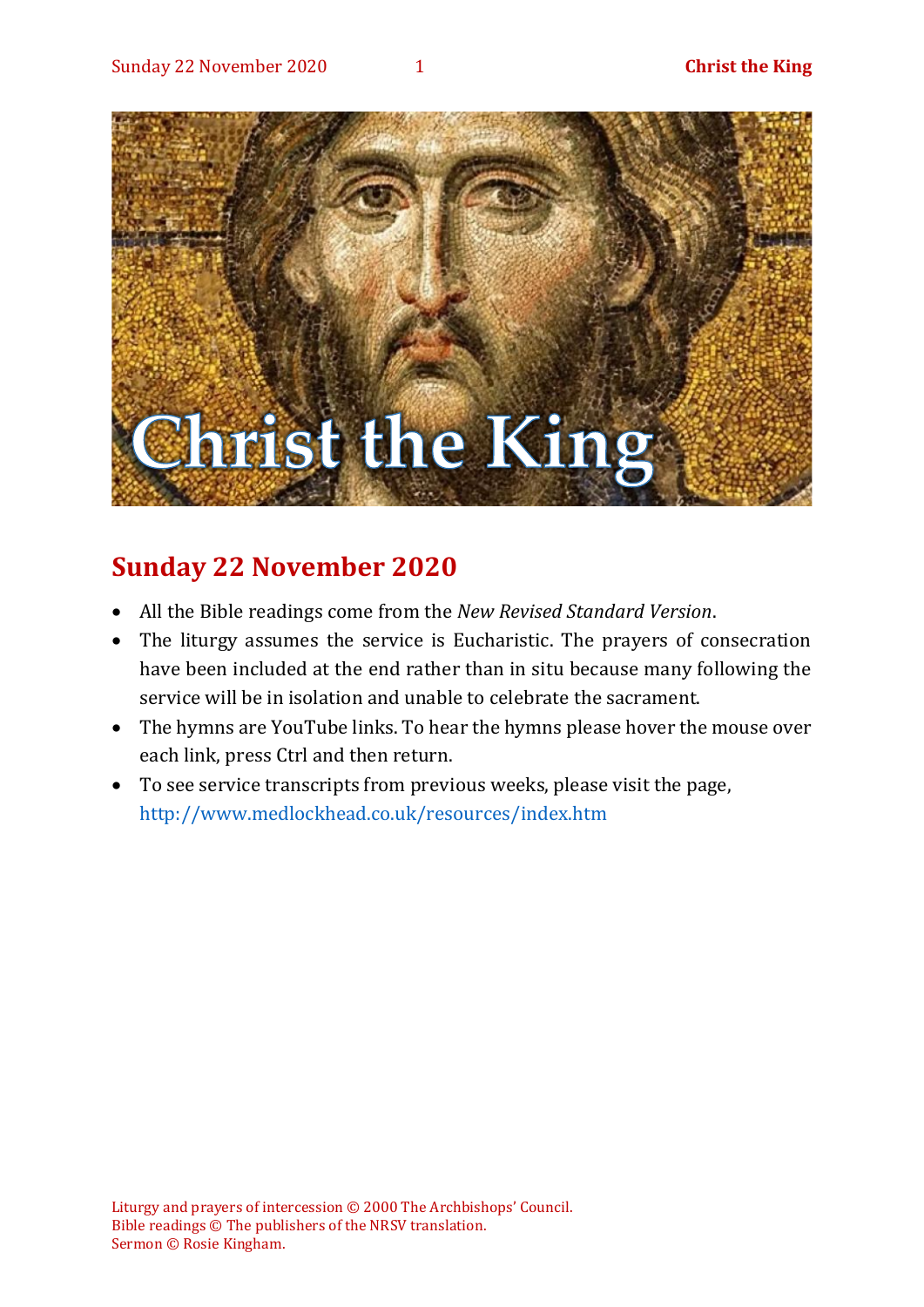# Sunday 22 November 2020

- All the Bible readings come from the *New Revised Standard Version*.
- The liturgy assumes the service is Eucharistic. The prayers of consecration have been included at the end rather than in situ because many following the service will be in isolation and unable to celebrate the sacrament.
- The hymns are YouTube links. To hear the hymns please hover the mouse over each link, press Ctrl and then return.
- To see service transcripts from previous weeks, please visit the page, http://www.medlockhead.co.uk/resources/index.htm

Liturgy and prayers of intercession © 2000 The Archbishops' Council.
Bible readings © The publishers of the NRSV translation.
Sermon © Rosie Kingham.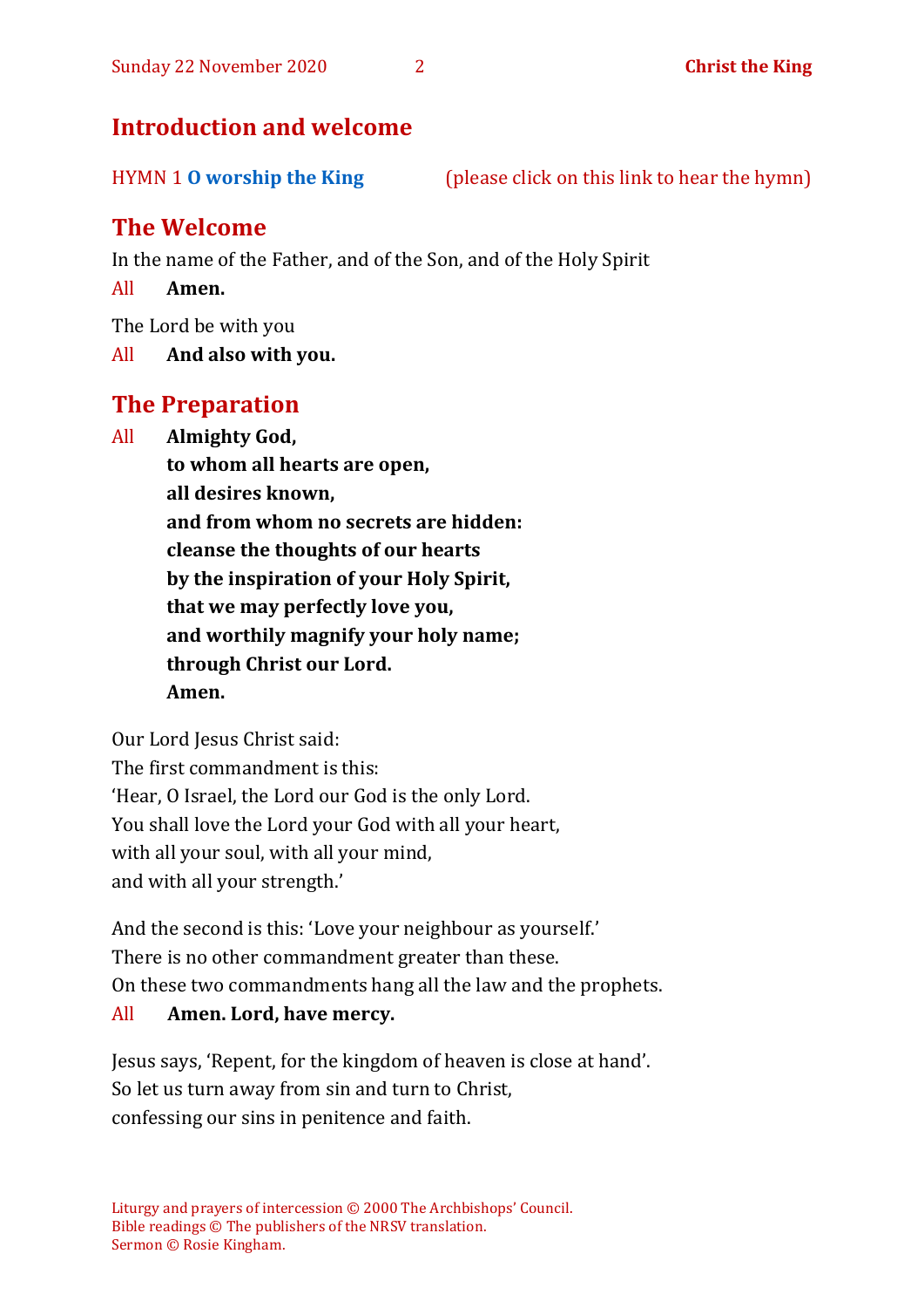## Introduction and welcome

HYMN 1 **O worship the King** (please click on this link to hear the hymn)

## The Welcome

In the name of the Father, and of the Son, and of the Holy Spirit

All **Amen.**

The Lord be with you

All **And also with you.**

## The Preparation

All **Almighty God,**
**to whom all hearts are open,**
**all desires known,**
**and from whom no secrets are hidden:**
**cleanse the thoughts of our hearts**
**by the inspiration of your Holy Spirit,**
**that we may perfectly love you,**
**and worthily magnify your holy name;**
**through Christ our Lord.**
**Amen.**

Our Lord Jesus Christ said:
The first commandment is this:
'Hear, O Israel, the Lord our God is the only Lord.
You shall love the Lord your God with all your heart,
with all your soul, with all your mind,
and with all your strength.'

And the second is this: 'Love your neighbour as yourself.'
There is no other commandment greater than these.
On these two commandments hang all the law and the prophets.

All **Amen. Lord, have mercy.**

Jesus says, 'Repent, for the kingdom of heaven is close at hand'.
So let us turn away from sin and turn to Christ,
confessing our sins in penitence and faith.

Liturgy and prayers of intercession © 2000 The Archbishops' Council.
Bible readings © The publishers of the NRSV translation.
Sermon © Rosie Kingham.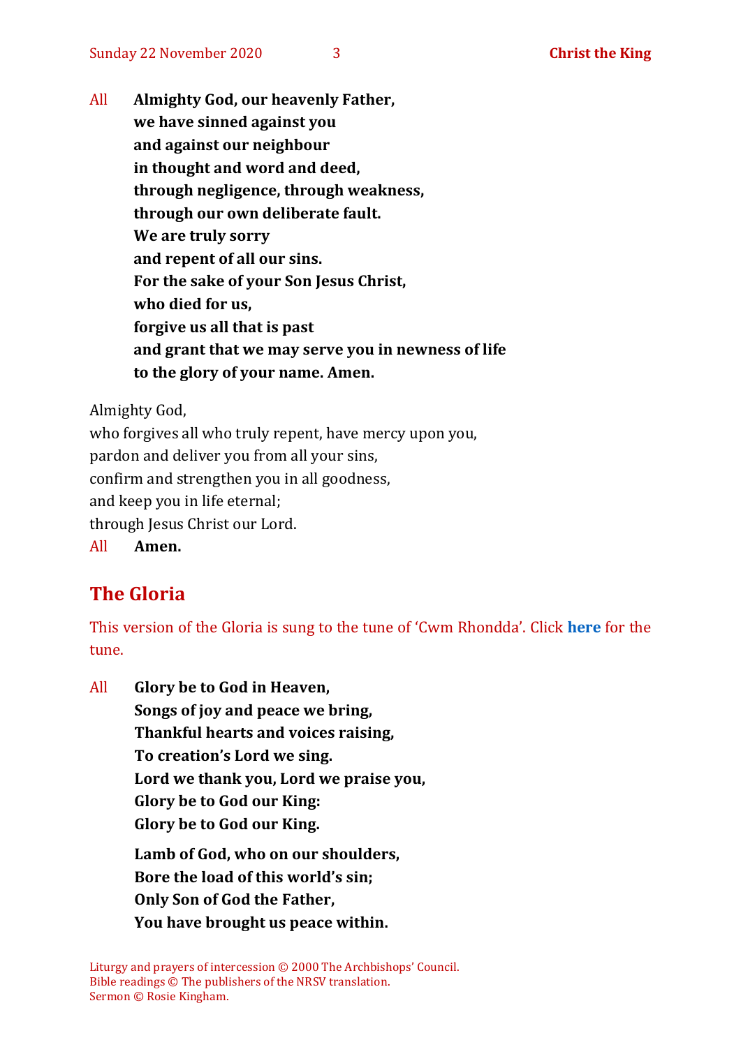All **Almighty God, our heavenly Father,**
**we have sinned against you**
**and against our neighbour**
**in thought and word and deed,**
**through negligence, through weakness,**
**through our own deliberate fault.**
**We are truly sorry**
**and repent of all our sins.**
**For the sake of your Son Jesus Christ,**
**who died for us,**
**forgive us all that is past**
**and grant that we may serve you in newness of life**
**to the glory of your name. Amen.**

Almighty God,
who forgives all who truly repent, have mercy upon you,
pardon and deliver you from all your sins,
confirm and strengthen you in all goodness,
and keep you in life eternal;
through Jesus Christ our Lord.
All **Amen.**

## The Gloria

This version of the Gloria is sung to the tune of 'Cwm Rhondda'. Click **here** for the tune.

All **Glory be to God in Heaven,**
**Songs of joy and peace we bring,**
**Thankful hearts and voices raising,**
**To creation's Lord we sing.**
**Lord we thank you, Lord we praise you,**
**Glory be to God our King:**
**Glory be to God our King.**

**Lamb of God, who on our shoulders,**
**Bore the load of this world's sin;**
**Only Son of God the Father,**
**You have brought us peace within.**

Liturgy and prayers of intercession © 2000 The Archbishops' Council.
Bible readings © The publishers of the NRSV translation.
Sermon © Rosie Kingham.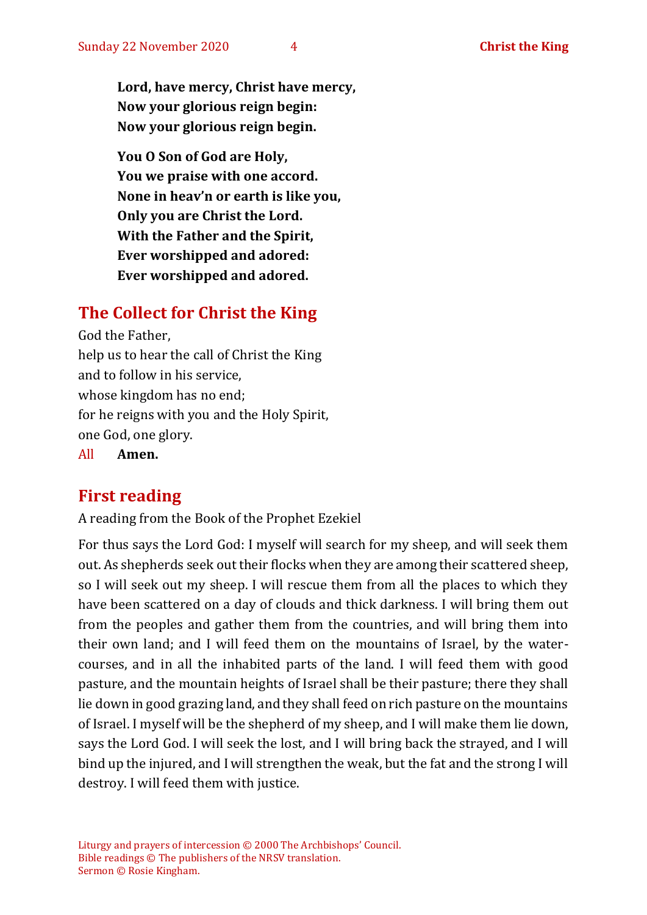**Lord, have mercy, Christ have mercy,**
**Now your glorious reign begin:**
**Now your glorious reign begin.**

**You O Son of God are Holy,**
**You we praise with one accord.**
**None in heav'n or earth is like you,**
**Only you are Christ the Lord.**
**With the Father and the Spirit,**
**Ever worshipped and adored:**
**Ever worshipped and adored.**

## The Collect for Christ the King

God the Father,
help us to hear the call of Christ the King
and to follow in his service,
whose kingdom has no end;
for he reigns with you and the Holy Spirit,
one God, one glory.
All **Amen.**

## First reading

A reading from the Book of the Prophet Ezekiel

For thus says the Lord God: I myself will search for my sheep, and will seek them out. As shepherds seek out their flocks when they are among their scattered sheep, so I will seek out my sheep. I will rescue them from all the places to which they have been scattered on a day of clouds and thick darkness. I will bring them out from the peoples and gather them from the countries, and will bring them into their own land; and I will feed them on the mountains of Israel, by the water-courses, and in all the inhabited parts of the land. I will feed them with good pasture, and the mountain heights of Israel shall be their pasture; there they shall lie down in good grazing land, and they shall feed on rich pasture on the mountains of Israel. I myself will be the shepherd of my sheep, and I will make them lie down, says the Lord God. I will seek the lost, and I will bring back the strayed, and I will bind up the injured, and I will strengthen the weak, but the fat and the strong I will destroy. I will feed them with justice.

Liturgy and prayers of intercession © 2000 The Archbishops' Council.
Bible readings © The publishers of the NRSV translation.
Sermon © Rosie Kingham.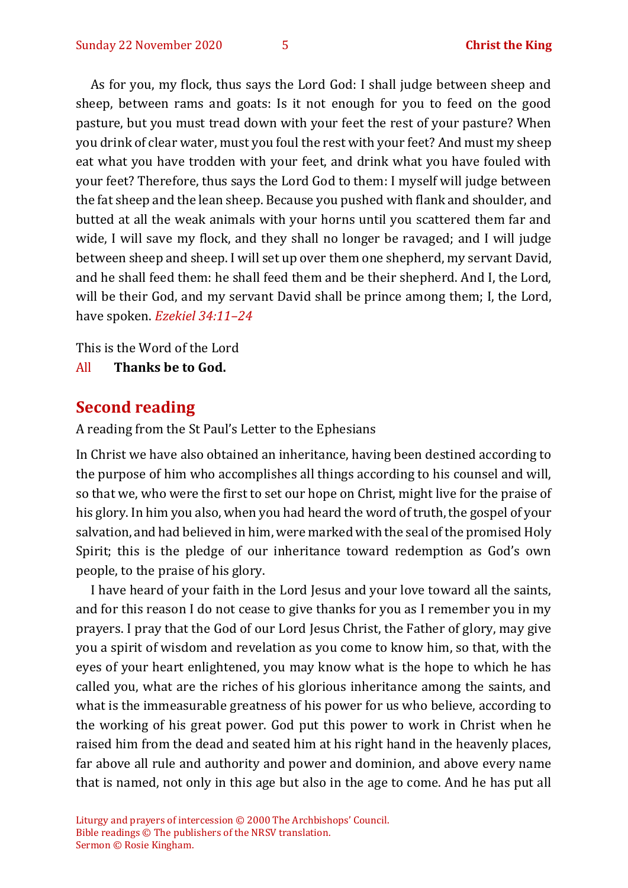As for you, my flock, thus says the Lord God: I shall judge between sheep and sheep, between rams and goats: Is it not enough for you to feed on the good pasture, but you must tread down with your feet the rest of your pasture? When you drink of clear water, must you foul the rest with your feet? And must my sheep eat what you have trodden with your feet, and drink what you have fouled with your feet? Therefore, thus says the Lord God to them: I myself will judge between the fat sheep and the lean sheep. Because you pushed with flank and shoulder, and butted at all the weak animals with your horns until you scattered them far and wide, I will save my flock, and they shall no longer be ravaged; and I will judge between sheep and sheep. I will set up over them one shepherd, my servant David, and he shall feed them: he shall feed them and be their shepherd. And I, the Lord, will be their God, and my servant David shall be prince among them; I, the Lord, have spoken. *Ezekiel 34:11–24*

This is the Word of the Lord

All **Thanks be to God.**

## Second reading

A reading from the St Paul's Letter to the Ephesians

In Christ we have also obtained an inheritance, having been destined according to the purpose of him who accomplishes all things according to his counsel and will, so that we, who were the first to set our hope on Christ, might live for the praise of his glory. In him you also, when you had heard the word of truth, the gospel of your salvation, and had believed in him, were marked with the seal of the promised Holy Spirit; this is the pledge of our inheritance toward redemption as God's own people, to the praise of his glory.

I have heard of your faith in the Lord Jesus and your love toward all the saints, and for this reason I do not cease to give thanks for you as I remember you in my prayers. I pray that the God of our Lord Jesus Christ, the Father of glory, may give you a spirit of wisdom and revelation as you come to know him, so that, with the eyes of your heart enlightened, you may know what is the hope to which he has called you, what are the riches of his glorious inheritance among the saints, and what is the immeasurable greatness of his power for us who believe, according to the working of his great power. God put this power to work in Christ when he raised him from the dead and seated him at his right hand in the heavenly places, far above all rule and authority and power and dominion, and above every name that is named, not only in this age but also in the age to come. And he has put all

Liturgy and prayers of intercession © 2000 The Archbishops' Council.
Bible readings © The publishers of the NRSV translation.
Sermon © Rosie Kingham.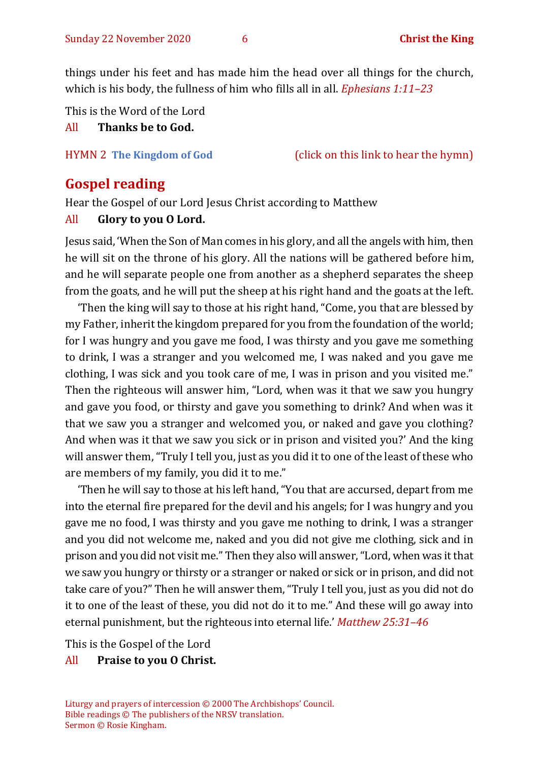things under his feet and has made him the head over all things for the church, which is his body, the fullness of him who fills all in all. *Ephesians 1:11–23*

This is the Word of the Lord

All **Thanks be to God.**

HYMN 2 **The Kingdom of God** (click on this link to hear the hymn)

## Gospel reading

Hear the Gospel of our Lord Jesus Christ according to Matthew

All **Glory to you O Lord.**

Jesus said, 'When the Son of Man comes in his glory, and all the angels with him, then he will sit on the throne of his glory. All the nations will be gathered before him, and he will separate people one from another as a shepherd separates the sheep from the goats, and he will put the sheep at his right hand and the goats at the left.

'Then the king will say to those at his right hand, "Come, you that are blessed by my Father, inherit the kingdom prepared for you from the foundation of the world; for I was hungry and you gave me food, I was thirsty and you gave me something to drink, I was a stranger and you welcomed me, I was naked and you gave me clothing, I was sick and you took care of me, I was in prison and you visited me." Then the righteous will answer him, "Lord, when was it that we saw you hungry and gave you food, or thirsty and gave you something to drink? And when was it that we saw you a stranger and welcomed you, or naked and gave you clothing? And when was it that we saw you sick or in prison and visited you?' And the king will answer them, "Truly I tell you, just as you did it to one of the least of these who are members of my family, you did it to me."

'Then he will say to those at his left hand, "You that are accursed, depart from me into the eternal fire prepared for the devil and his angels; for I was hungry and you gave me no food, I was thirsty and you gave me nothing to drink, I was a stranger and you did not welcome me, naked and you did not give me clothing, sick and in prison and you did not visit me." Then they also will answer, "Lord, when was it that we saw you hungry or thirsty or a stranger or naked or sick or in prison, and did not take care of you?" Then he will answer them, "Truly I tell you, just as you did not do it to one of the least of these, you did not do it to me." And these will go away into eternal punishment, but the righteous into eternal life.' *Matthew 25:31–46*

This is the Gospel of the Lord

All **Praise to you O Christ.**

Liturgy and prayers of intercession © 2000 The Archbishops' Council.
Bible readings © The publishers of the NRSV translation.
Sermon © Rosie Kingham.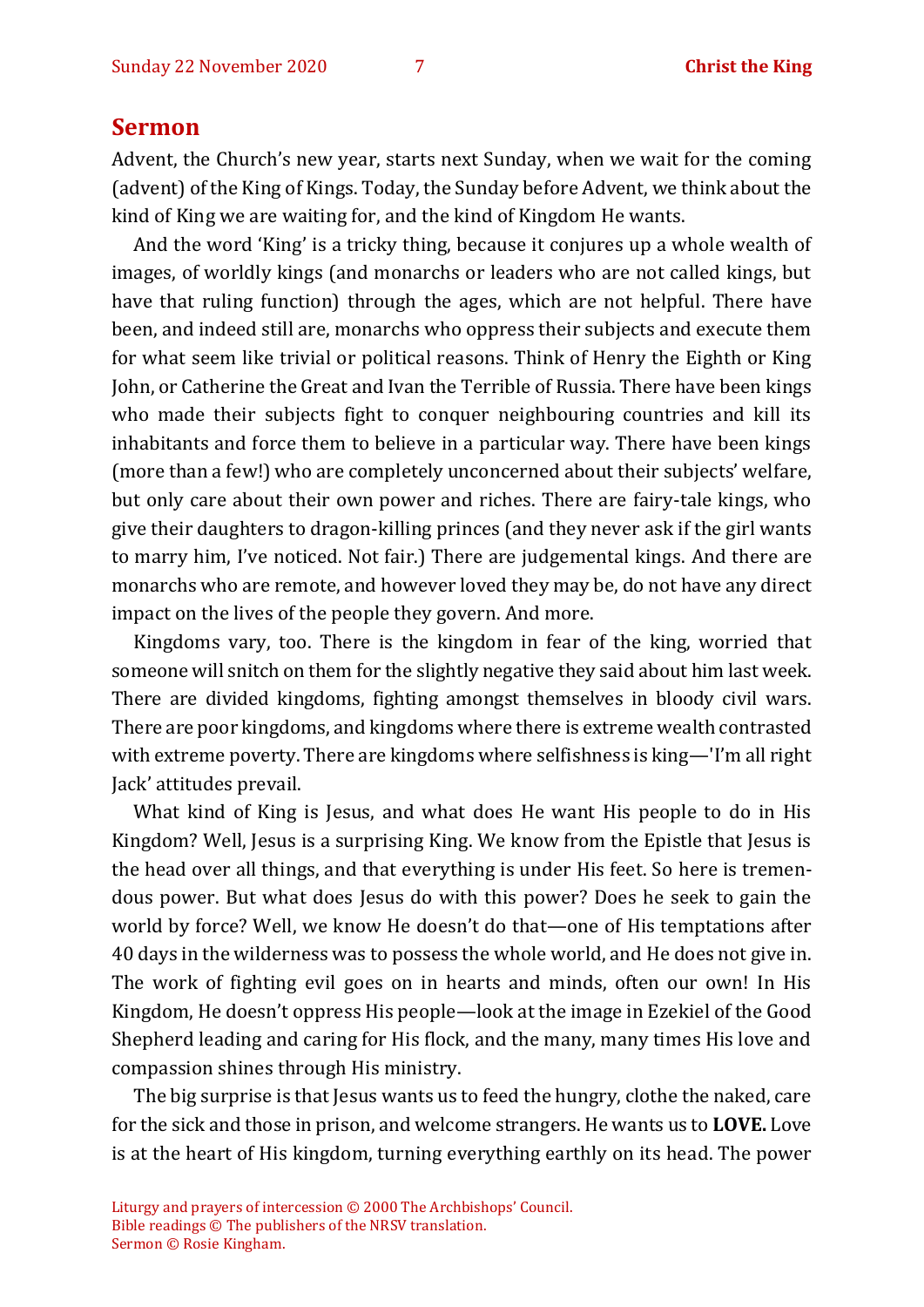## Sermon

Advent, the Church's new year, starts next Sunday, when we wait for the coming (advent) of the King of Kings. Today, the Sunday before Advent, we think about the kind of King we are waiting for, and the kind of Kingdom He wants.

And the word 'King' is a tricky thing, because it conjures up a whole wealth of images, of worldly kings (and monarchs or leaders who are not called kings, but have that ruling function) through the ages, which are not helpful. There have been, and indeed still are, monarchs who oppress their subjects and execute them for what seem like trivial or political reasons. Think of Henry the Eighth or King John, or Catherine the Great and Ivan the Terrible of Russia. There have been kings who made their subjects fight to conquer neighbouring countries and kill its inhabitants and force them to believe in a particular way. There have been kings (more than a few!) who are completely unconcerned about their subjects' welfare, but only care about their own power and riches. There are fairy-tale kings, who give their daughters to dragon-killing princes (and they never ask if the girl wants to marry him, I've noticed. Not fair.) There are judgemental kings. And there are monarchs who are remote, and however loved they may be, do not have any direct impact on the lives of the people they govern. And more.

Kingdoms vary, too. There is the kingdom in fear of the king, worried that someone will snitch on them for the slightly negative they said about him last week. There are divided kingdoms, fighting amongst themselves in bloody civil wars. There are poor kingdoms, and kingdoms where there is extreme wealth contrasted with extreme poverty. There are kingdoms where selfishness is king—'I'm all right Jack' attitudes prevail.

What kind of King is Jesus, and what does He want His people to do in His Kingdom? Well, Jesus is a surprising King. We know from the Epistle that Jesus is the head over all things, and that everything is under His feet. So here is tremendous power. But what does Jesus do with this power? Does he seek to gain the world by force? Well, we know He doesn't do that—one of His temptations after 40 days in the wilderness was to possess the whole world, and He does not give in. The work of fighting evil goes on in hearts and minds, often our own! In His Kingdom, He doesn't oppress His people—look at the image in Ezekiel of the Good Shepherd leading and caring for His flock, and the many, many times His love and compassion shines through His ministry.

The big surprise is that Jesus wants us to feed the hungry, clothe the naked, care for the sick and those in prison, and welcome strangers. He wants us to **LOVE.** Love is at the heart of His kingdom, turning everything earthly on its head. The power

Liturgy and prayers of intercession © 2000 The Archbishops' Council.
Bible readings © The publishers of the NRSV translation.
Sermon © Rosie Kingham.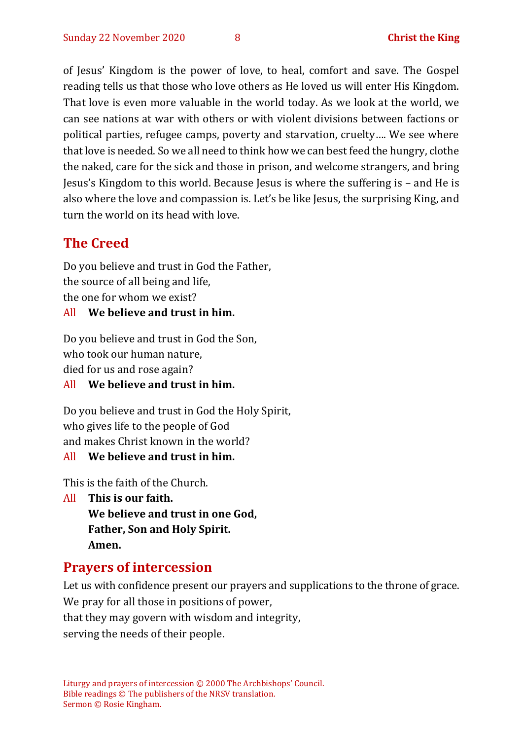of Jesus' Kingdom is the power of love, to heal, comfort and save. The Gospel reading tells us that those who love others as He loved us will enter His Kingdom. That love is even more valuable in the world today. As we look at the world, we can see nations at war with others or with violent divisions between factions or political parties, refugee camps, poverty and starvation, cruelty…. We see where that love is needed. So we all need to think how we can best feed the hungry, clothe the naked, care for the sick and those in prison, and welcome strangers, and bring Jesus's Kingdom to this world. Because Jesus is where the suffering is – and He is also where the love and compassion is. Let's be like Jesus, the surprising King, and turn the world on its head with love.

## The Creed

Do you believe and trust in God the Father,
the source of all being and life,
the one for whom we exist?

All **We believe and trust in him.**

Do you believe and trust in God the Son,
who took our human nature,
died for us and rose again?

All **We believe and trust in him.**

Do you believe and trust in God the Holy Spirit,
who gives life to the people of God
and makes Christ known in the world?

All **We believe and trust in him.**

This is the faith of the Church.

All **This is our faith.**
**We believe and trust in one God,**
**Father, Son and Holy Spirit.**
**Amen.**

## Prayers of intercession

Let us with confidence present our prayers and supplications to the throne of grace.
We pray for all those in positions of power,
that they may govern with wisdom and integrity,
serving the needs of their people.

Liturgy and prayers of intercession © 2000 The Archbishops' Council.
Bible readings © The publishers of the NRSV translation.
Sermon © Rosie Kingham.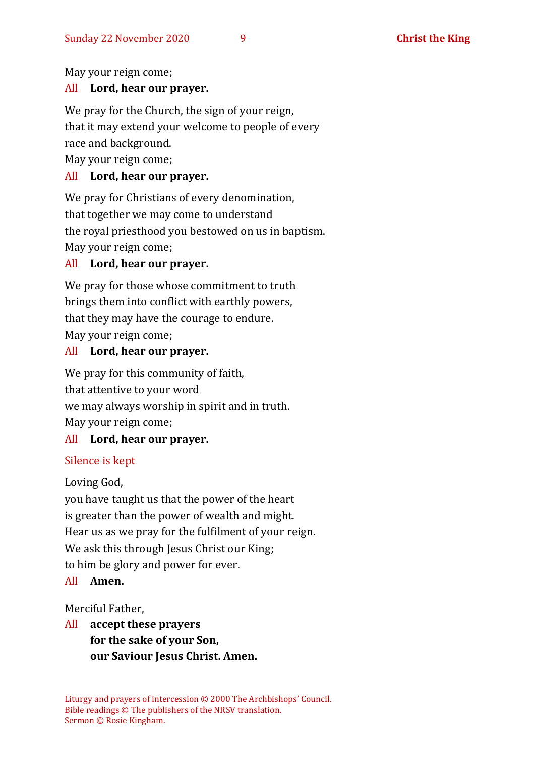May your reign come;  
All **Lord, hear our prayer.**

We pray for the Church, the sign of your reign,  
that it may extend your welcome to people of every race and background.  
May your reign come;  
All **Lord, hear our prayer.**

We pray for Christians of every denomination,  
that together we may come to understand  
the royal priesthood you bestowed on us in baptism.  
May your reign come;  
All **Lord, hear our prayer.**

We pray for those whose commitment to truth  
brings them into conflict with earthly powers,  
that they may have the courage to endure.  
May your reign come;  
All **Lord, hear our prayer.**

We pray for this community of faith,  
that attentive to your word  
we may always worship in spirit and in truth.  
May your reign come;  
All **Lord, hear our prayer.**

Silence is kept

Loving God,  
you have taught us that the power of the heart  
is greater than the power of wealth and might.  
Hear us as we pray for the fulfilment of your reign.  
We ask this through Jesus Christ our King;  
to him be glory and power for ever.  
All **Amen.**

Merciful Father,  
All **accept these prayers**  
**for the sake of your Son,**  
**our Saviour Jesus Christ. Amen.**

Liturgy and prayers of intercession © 2000 The Archbishops' Council.  
Bible readings © The publishers of the NRSV translation.  
Sermon © Rosie Kingham.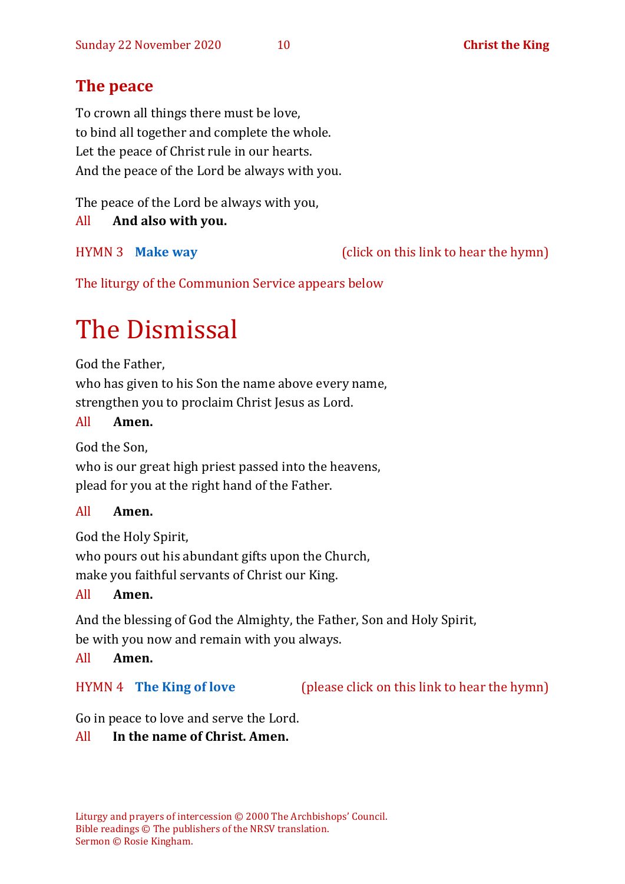## The peace

To crown all things there must be love,
to bind all together and complete the whole.
Let the peace of Christ rule in our hearts.
And the peace of the Lord be always with you.

The peace of the Lord be always with you,
All **And also with you.**

HYMN 3 **Make way** (click on this link to hear the hymn)

The liturgy of the Communion Service appears below

# The Dismissal

God the Father,
who has given to his Son the name above every name,
strengthen you to proclaim Christ Jesus as Lord.
All **Amen.**

God the Son,
who is our great high priest passed into the heavens,
plead for you at the right hand of the Father.

All **Amen.**

God the Holy Spirit,
who pours out his abundant gifts upon the Church,
make you faithful servants of Christ our King.
All **Amen.**

And the blessing of God the Almighty, the Father, Son and Holy Spirit,
be with you now and remain with you always.
All **Amen.**

HYMN 4 **The King of love** (please click on this link to hear the hymn)

Go in peace to love and serve the Lord.
All **In the name of Christ. Amen.**

Liturgy and prayers of intercession © 2000 The Archbishops' Council.
Bible readings © The publishers of the NRSV translation.
Sermon © Rosie Kingham.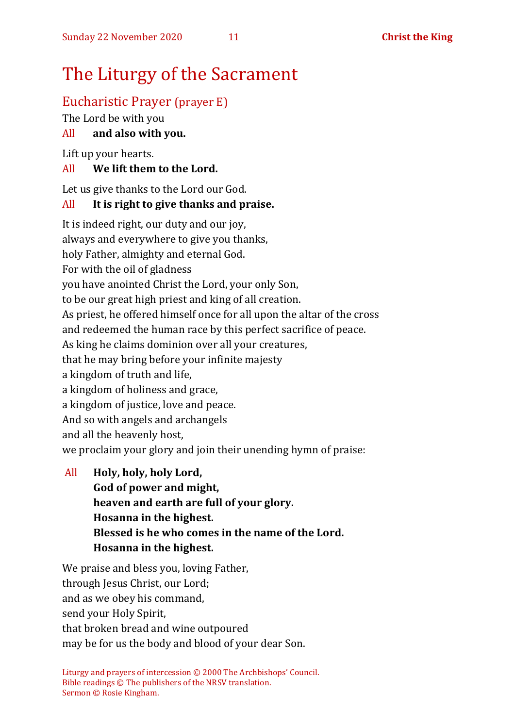# The Liturgy of the Sacrament

## Eucharistic Prayer (prayer E)

The Lord be with you

All **and also with you.**

Lift up your hearts.

All **We lift them to the Lord.**

Let us give thanks to the Lord our God.

All **It is right to give thanks and praise.**

It is indeed right, our duty and our joy,
always and everywhere to give you thanks,
holy Father, almighty and eternal God.
For with the oil of gladness
you have anointed Christ the Lord, your only Son,
to be our great high priest and king of all creation.
As priest, he offered himself once for all upon the altar of the cross
and redeemed the human race by this perfect sacrifice of peace.
As king he claims dominion over all your creatures,
that he may bring before your infinite majesty
a kingdom of truth and life,
a kingdom of holiness and grace,
a kingdom of justice, love and peace.
And so with angels and archangels
and all the heavenly host,
we proclaim your glory and join their unending hymn of praise:

All **Holy, holy, holy Lord,**
**God of power and might,**
**heaven and earth are full of your glory.**
**Hosanna in the highest.**
**Blessed is he who comes in the name of the Lord.**
**Hosanna in the highest.**

We praise and bless you, loving Father,
through Jesus Christ, our Lord;
and as we obey his command,
send your Holy Spirit,
that broken bread and wine outpoured
may be for us the body and blood of your dear Son.

Liturgy and prayers of intercession © 2000 The Archbishops' Council.
Bible readings © The publishers of the NRSV translation.
Sermon © Rosie Kingham.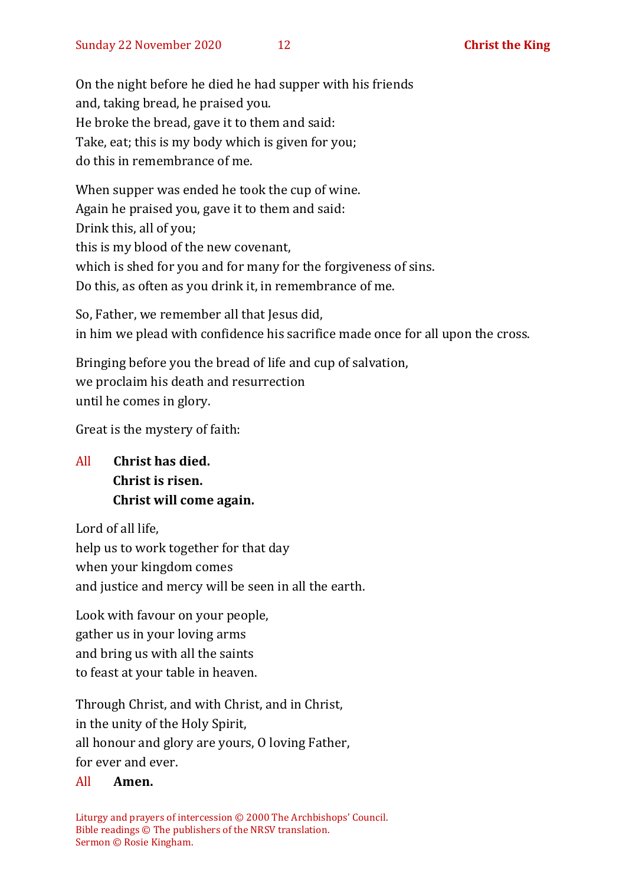On the night before he died he had supper with his friends
and, taking bread, he praised you.
He broke the bread, gave it to them and said:
Take, eat; this is my body which is given for you;
do this in remembrance of me.

When supper was ended he took the cup of wine.
Again he praised you, gave it to them and said:
Drink this, all of you;
this is my blood of the new covenant,
which is shed for you and for many for the forgiveness of sins.
Do this, as often as you drink it, in remembrance of me.

So, Father, we remember all that Jesus did,
in him we plead with confidence his sacrifice made once for all upon the cross.

Bringing before you the bread of life and cup of salvation,
we proclaim his death and resurrection
until he comes in glory.

Great is the mystery of faith:

All **Christ has died.**
**Christ is risen.**
**Christ will come again.**

Lord of all life,
help us to work together for that day
when your kingdom comes
and justice and mercy will be seen in all the earth.

Look with favour on your people,
gather us in your loving arms
and bring us with all the saints
to feast at your table in heaven.

Through Christ, and with Christ, and in Christ,
in the unity of the Holy Spirit,
all honour and glory are yours, O loving Father,
for ever and ever.

All **Amen.**

Liturgy and prayers of intercession © 2000 The Archbishops' Council.
Bible readings © The publishers of the NRSV translation.
Sermon © Rosie Kingham.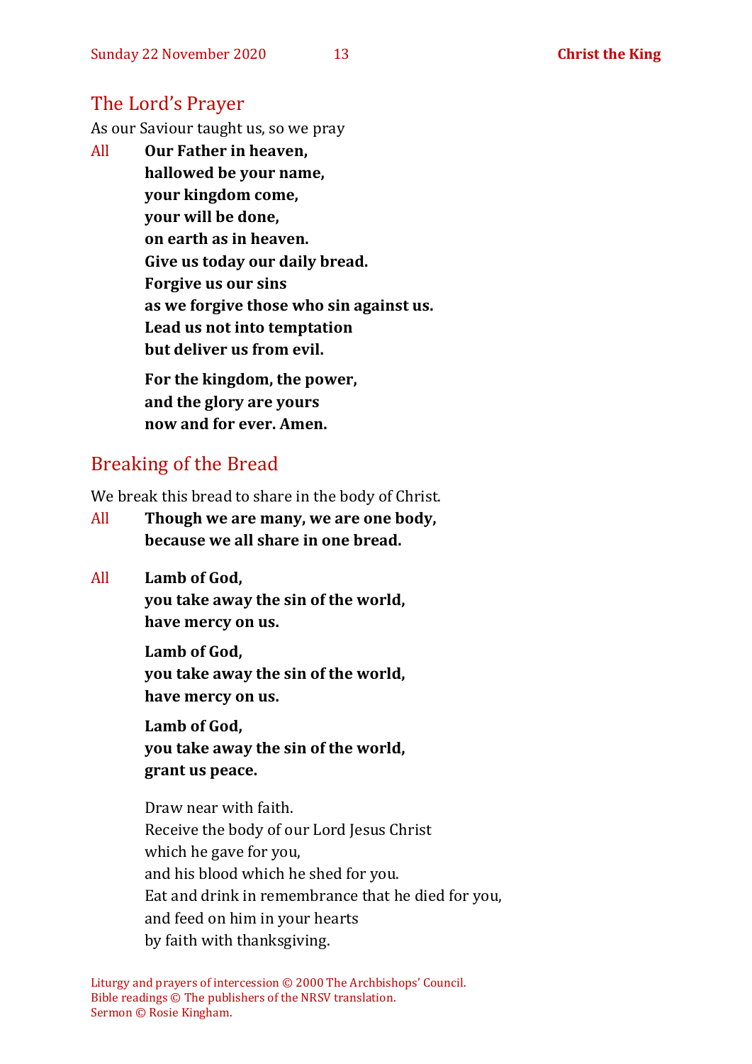## The Lord's Prayer

As our Saviour taught us, so we pray

All **Our Father in heaven,**
**hallowed be your name,**
**your kingdom come,**
**your will be done,**
**on earth as in heaven.**
**Give us today our daily bread.**
**Forgive us our sins**
**as we forgive those who sin against us.**
**Lead us not into temptation**
**but deliver us from evil.**

**For the kingdom, the power,**
**and the glory are yours**
**now and for ever. Amen.**

## Breaking of the Bread

We break this bread to share in the body of Christ.

All **Though we are many, we are one body,**
**because we all share in one bread.**

All **Lamb of God,**
**you take away the sin of the world,**
**have mercy on us.**

**Lamb of God,**
**you take away the sin of the world,**
**have mercy on us.**

**Lamb of God,**
**you take away the sin of the world,**
**grant us peace.**

Draw near with faith.
Receive the body of our Lord Jesus Christ
which he gave for you,
and his blood which he shed for you.
Eat and drink in remembrance that he died for you,
and feed on him in your hearts
by faith with thanksgiving.

Liturgy and prayers of intercession © 2000 The Archbishops' Council.
Bible readings © The publishers of the NRSV translation.
Sermon © Rosie Kingham.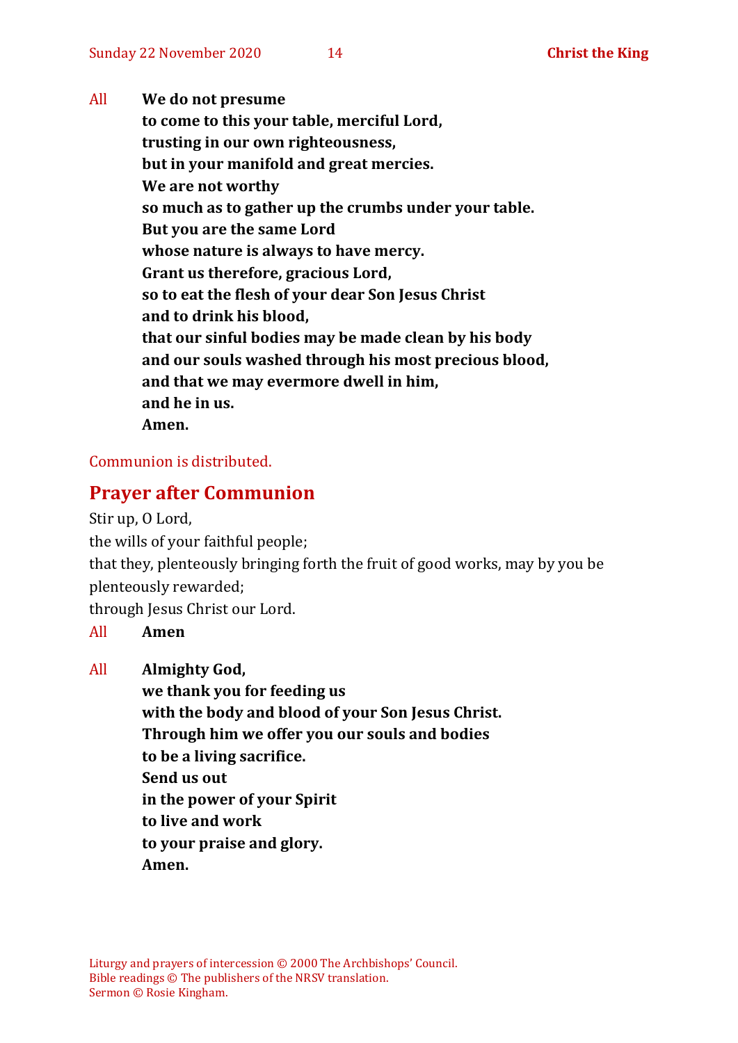All **We do not presume**
**to come to this your table, merciful Lord,**
**trusting in our own righteousness,**
**but in your manifold and great mercies.**
**We are not worthy**
**so much as to gather up the crumbs under your table.**
**But you are the same Lord**
**whose nature is always to have mercy.**
**Grant us therefore, gracious Lord,**
**so to eat the flesh of your dear Son Jesus Christ**
**and to drink his blood,**
**that our sinful bodies may be made clean by his body**
**and our souls washed through his most precious blood,**
**and that we may evermore dwell in him,**
**and he in us.**
**Amen.**

Communion is distributed.

## Prayer after Communion

Stir up, O Lord,
the wills of your faithful people;
that they, plenteously bringing forth the fruit of good works, may by you be plenteously rewarded;
through Jesus Christ our Lord.

All **Amen**

All **Almighty God,**
**we thank you for feeding us**
**with the body and blood of your Son Jesus Christ.**
**Through him we offer you our souls and bodies**
**to be a living sacrifice.**
**Send us out**
**in the power of your Spirit**
**to live and work**
**to your praise and glory.**
**Amen.**

Liturgy and prayers of intercession © 2000 The Archbishops' Council.
Bible readings © The publishers of the NRSV translation.
Sermon © Rosie Kingham.